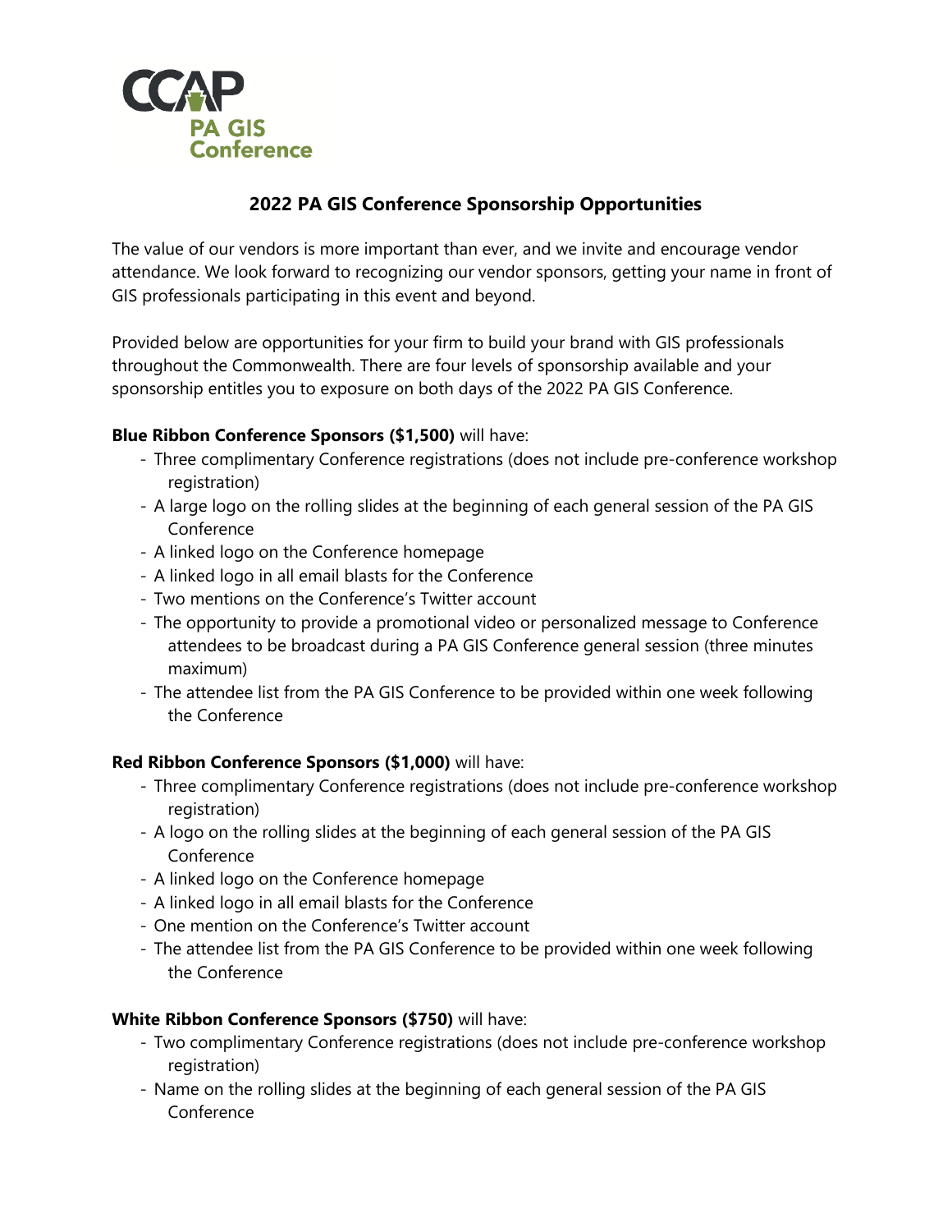CCAP PA GIS Conference

## 2022 PA GIS Conference Sponsorship Opportunities

The value of our vendors is more important than ever, and we invite and encourage vendor attendance. We look forward to recognizing our vendor sponsors, getting your name in front of GIS professionals participating in this event and beyond.

Provided below are opportunities for your firm to build your brand with GIS professionals throughout the Commonwealth. There are four levels of sponsorship available and your sponsorship entitles you to exposure on both days of the 2022 PA GIS Conference.

**Blue Ribbon Conference Sponsors ($1,500)** will have:

- Three complimentary Conference registrations (does not include pre-conference workshop registration)
- A large logo on the rolling slides at the beginning of each general session of the PA GIS Conference
- A linked logo on the Conference homepage
- A linked logo in all email blasts for the Conference
- Two mentions on the Conference's Twitter account
- The opportunity to provide a promotional video or personalized message to Conference attendees to be broadcast during a PA GIS Conference general session (three minutes maximum)
- The attendee list from the PA GIS Conference to be provided within one week following the Conference

**Red Ribbon Conference Sponsors ($1,000)** will have:

- Three complimentary Conference registrations (does not include pre-conference workshop registration)
- A logo on the rolling slides at the beginning of each general session of the PA GIS Conference
- A linked logo on the Conference homepage
- A linked logo in all email blasts for the Conference
- One mention on the Conference's Twitter account
- The attendee list from the PA GIS Conference to be provided within one week following the Conference

**White Ribbon Conference Sponsors ($750)** will have:

- Two complimentary Conference registrations (does not include pre-conference workshop registration)
- Name on the rolling slides at the beginning of each general session of the PA GIS Conference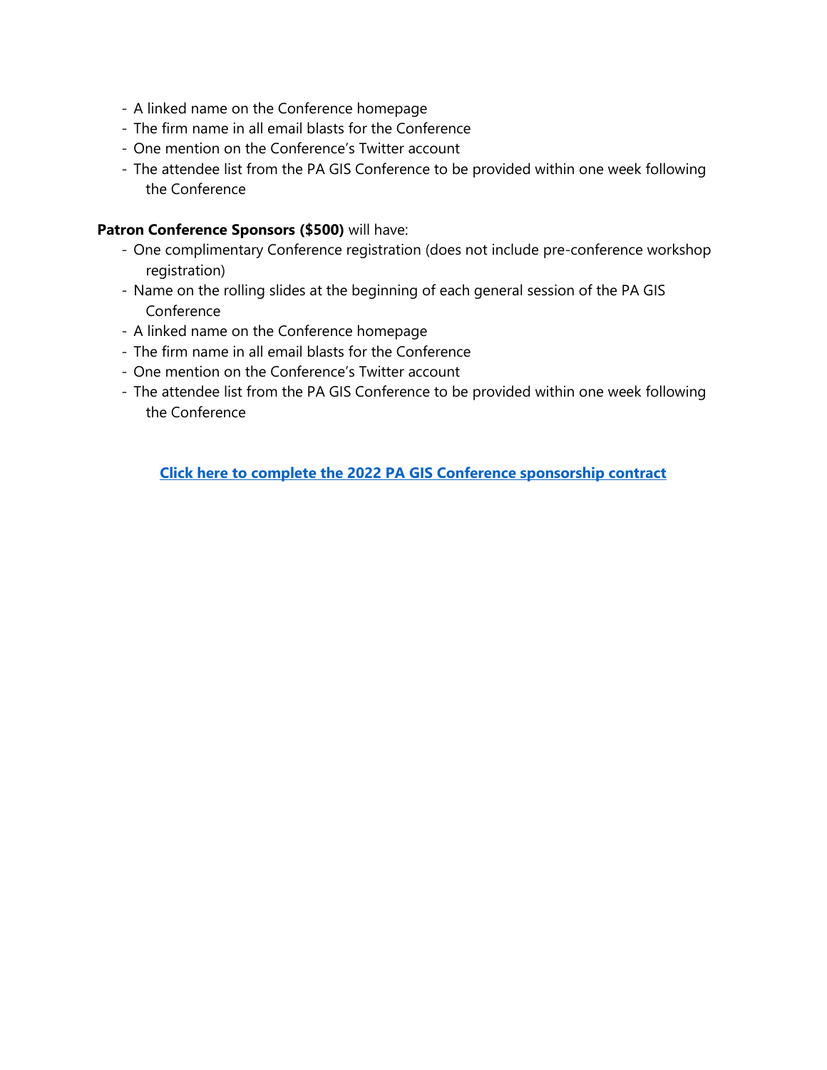- A linked name on the Conference homepage
- The firm name in all email blasts for the Conference
- One mention on the Conference's Twitter account
- The attendee list from the PA GIS Conference to be provided within one week following the Conference

**Patron Conference Sponsors ($500)** will have:

- One complimentary Conference registration (does not include pre-conference workshop registration)
- Name on the rolling slides at the beginning of each general session of the PA GIS Conference
- A linked name on the Conference homepage
- The firm name in all email blasts for the Conference
- One mention on the Conference's Twitter account
- The attendee list from the PA GIS Conference to be provided within one week following the Conference

**Click here to complete the 2022 PA GIS Conference sponsorship contract**